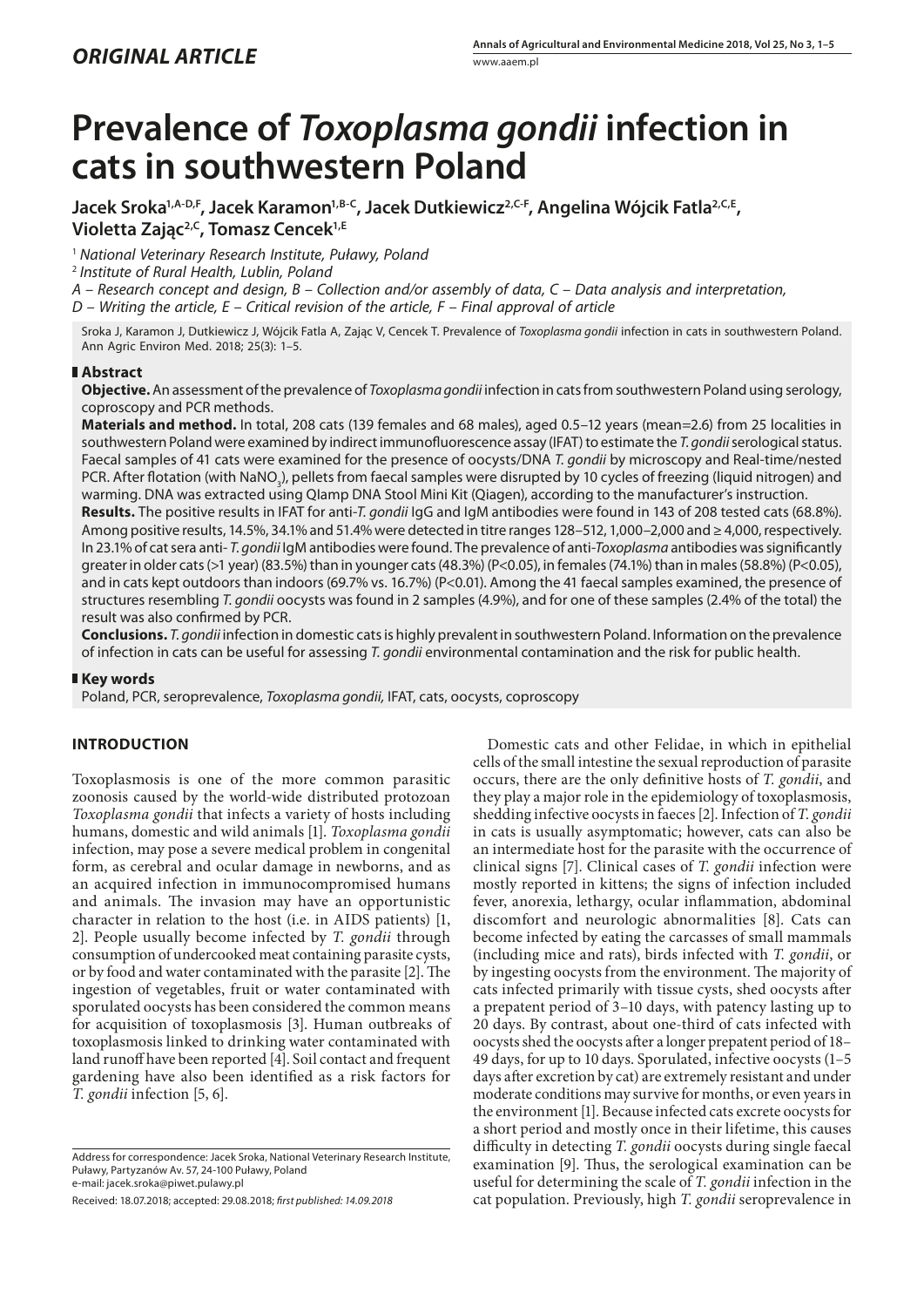*ORIGINAL ARTICLE*

# Prevalence of *Toxoplasma gondii* infection in cats in southwestern Poland

**Jacek Sroka[1,A-D,F], Jacek Karamon[1,B-C], Jacek Dutkiewicz[2,C-F], Angelina Wójcik Fatla[2,C,E], Violetta Zając[2,C], Tomasz Cencek[1,E]**

[1] *National Veterinary Research Institute, Puławy, Poland*

[2] *Institute of Rural Health, Lublin, Poland*

*A – Research concept and design, B – Collection and/or assembly of data, C – Data analysis and interpretation, D – Writing the article, E – Critical revision of the article, F – Final approval of article*

Sroka J, Karamon J, Dutkiewicz J, Wójcik Fatla A, Zając V, Cencek T. Prevalence of *Toxoplasma gondii* infection in cats in southwestern Poland. Ann Agric Environ Med. 2018; 25(3): 1–5.

## Abstract

**Objective.** An assessment of the prevalence of *Toxoplasma gondii* infection in cats from southwestern Poland using serology, coproscopy and PCR methods.

**Materials and method.** In total, 208 cats (139 females and 68 males), aged 0.5–12 years (mean=2.6) from 25 localities in southwestern Poland were examined by indirect immunofluorescence assay (IFAT) to estimate the *T. gondii* serological status. Faecal samples of 41 cats were examined for the presence of oocysts/DNA *T. gondii* by microscopy and Real-time/nested PCR. After flotation (with $NaNO_3$), pellets from faecal samples were disrupted by 10 cycles of freezing (liquid nitrogen) and warming. DNA was extracted using QIamp DNA Stool Mini Kit (Qiagen), according to the manufacturer's instruction.

**Results.** The positive results in IFAT for anti-*T. gondii* IgG and IgM antibodies were found in 143 of 208 tested cats (68.8%). Among positive results, 14.5%, 34.1% and 51.4% were detected in titre ranges 128–512, 1,000–2,000 and ≥ 4,000, respectively. In 23.1% of cat sera anti- *T. gondii* IgM antibodies were found. The prevalence of anti-*Toxoplasma* antibodies was significantly greater in older cats (>1 year) (83.5%) than in younger cats (48.3%) (P<0.05), in females (74.1%) than in males (58.8%) (P<0.05), and in cats kept outdoors than indoors (69.7% vs. 16.7%) (P<0.01). Among the 41 faecal samples examined, the presence of structures resembling *T. gondii* oocysts was found in 2 samples (4.9%), and for one of these samples (2.4% of the total) the result was also confirmed by PCR.

**Conclusions.** *T. gondii* infection in domestic cats is highly prevalent in southwestern Poland. Information on the prevalence of infection in cats can be useful for assessing *T. gondii* environmental contamination and the risk for public health.

## Key words

Poland, PCR, seroprevalence, *Toxoplasma gondii,* IFAT, cats, oocysts, coproscopy

## INTRODUCTION

Toxoplasmosis is one of the more common parasitic zoonosis caused by the world-wide distributed protozoan *Toxoplasma gondii* that infects a variety of hosts including humans, domestic and wild animals [1]. *Toxoplasma gondii* infection, may pose a severe medical problem in congenital form, as cerebral and ocular damage in newborns, and as an acquired infection in immunocompromised humans and animals. The invasion may have an opportunistic character in relation to the host (i.e. in AIDS patients) [1, 2]. People usually become infected by *T. gondii* through consumption of undercooked meat containing parasite cysts, or by food and water contaminated with the parasite [2]. The ingestion of vegetables, fruit or water contaminated with sporulated oocysts has been considered the common means for acquisition of toxoplasmosis [3]. Human outbreaks of toxoplasmosis linked to drinking water contaminated with land runoff have been reported [4]. Soil contact and frequent gardening have also been identified as a risk factors for *T. gondii* infection [5, 6].

Domestic cats and other Felidae, in which in epithelial cells of the small intestine the sexual reproduction of parasite occurs, there are the only definitive hosts of *T. gondii*, and they play a major role in the epidemiology of toxoplasmosis, shedding infective oocysts in faeces [2]. Infection of *T. gondii* in cats is usually asymptomatic; however, cats can also be an intermediate host for the parasite with the occurrence of clinical signs [7]. Clinical cases of *T. gondii* infection were mostly reported in kittens; the signs of infection included fever, anorexia, lethargy, ocular inflammation, abdominal discomfort and neurologic abnormalities [8]. Cats can become infected by eating the carcasses of small mammals (including mice and rats), birds infected with *T. gondii*, or by ingesting oocysts from the environment. The majority of cats infected primarily with tissue cysts, shed oocysts after a prepatent period of 3–10 days, with patency lasting up to 20 days. By contrast, about one-third of cats infected with oocysts shed the oocysts after a longer prepatent period of 18–49 days, for up to 10 days. Sporulated, infective oocysts (1–5 days after excretion by cat) are extremely resistant and under moderate conditions may survive for months, or even years in the environment [1]. Because infected cats excrete oocysts for a short period and mostly once in their lifetime, this causes difficulty in detecting *T. gondii* oocysts during single faecal examination [9]. Thus, the serological examination can be useful for determining the scale of *T. gondii* infection in the cat population. Previously, high *T. gondii* seroprevalence in

Address for correspondence: Jacek Sroka, National Veterinary Research Institute, Puławy, Partyzanów Av. 57, 24-100 Puławy, Poland
e-mail: jacek.sroka@piwet.pulawy.pl

Received: 18.07.2018; accepted: 29.08.2018; *first published: 14.09.2018*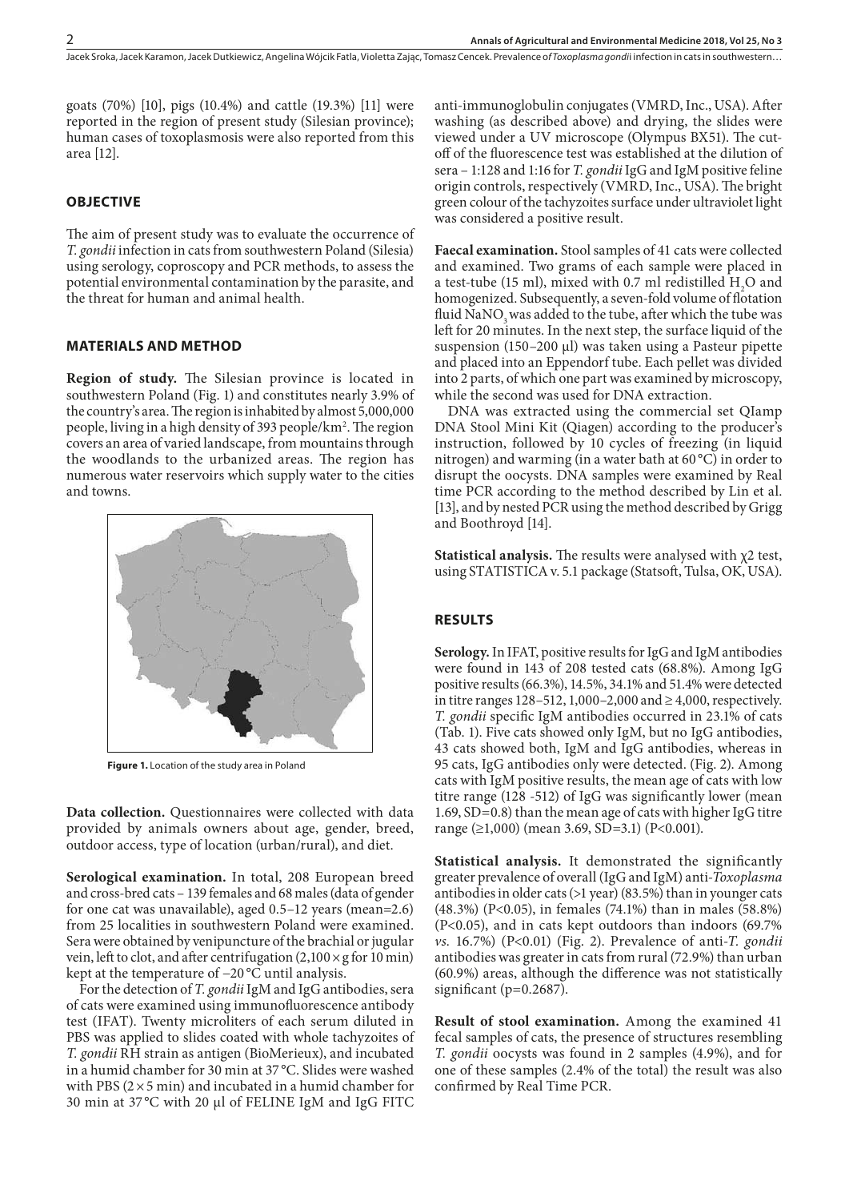goats (70%) [10], pigs (10.4%) and cattle (19.3%) [11] were reported in the region of present study (Silesian province); human cases of toxoplasmosis were also reported from this area [12].

## OBJECTIVE

The aim of present study was to evaluate the occurrence of *T. gondii* infection in cats from southwestern Poland (Silesia) using serology, coproscopy and PCR methods, to assess the potential environmental contamination by the parasite, and the threat for human and animal health.

## MATERIALS AND METHOD

**Region of study.** The Silesian province is located in southwestern Poland (Fig. 1) and constitutes nearly 3.9% of the country's area. The region is inhabited by almost 5,000,000 people, living in a high density of 393 people/km$^2$. The region covers an area of varied landscape, from mountains through the woodlands to the urbanized areas. The region has numerous water reservoirs which supply water to the cities and towns.

**Figure 1.** Location of the study area in Poland

**Data collection.** Questionnaires were collected with data provided by animals owners about age, gender, breed, outdoor access, type of location (urban/rural), and diet.

**Serological examination.** In total, 208 European breed and cross-bred cats – 139 females and 68 males (data of gender for one cat was unavailable), aged 0.5–12 years (mean=2.6) from 25 localities in southwestern Poland were examined. Sera were obtained by venipuncture of the brachial or jugular vein, left to clot, and after centrifugation (2,100 × g for 10 min) kept at the temperature of −20 °C until analysis.

For the detection of *T. gondii* IgM and IgG antibodies, sera of cats were examined using immunofluorescence antibody test (IFAT). Twenty microliters of each serum diluted in PBS was applied to slides coated with whole tachyzoites of *T. gondii* RH strain as antigen (BioMerieux), and incubated in a humid chamber for 30 min at 37 °C. Slides were washed with PBS (2 × 5 min) and incubated in a humid chamber for 30 min at 37 °C with 20 µl of FELINE IgM and IgG FITC anti-immunoglobulin conjugates (VMRD, Inc., USA). After washing (as described above) and drying, the slides were viewed under a UV microscope (Olympus BX51). The cut-off of the fluorescence test was established at the dilution of sera – 1:128 and 1:16 for *T. gondii* IgG and IgM positive feline origin controls, respectively (VMRD, Inc., USA). The bright green colour of the tachyzoites surface under ultraviolet light was considered a positive result.

**Faecal examination.** Stool samples of 41 cats were collected and examined. Two grams of each sample were placed in a test-tube (15 ml), mixed with 0.7 ml redistilled $H_2O$ and homogenized. Subsequently, a seven-fold volume of flotation fluid $NaNO_3$ was added to the tube, after which the tube was left for 20 minutes. In the next step, the surface liquid of the suspension (150–200 µl) was taken using a Pasteur pipette and placed into an Eppendorf tube. Each pellet was divided into 2 parts, of which one part was examined by microscopy, while the second was used for DNA extraction.

DNA was extracted using the commercial set QIamp DNA Stool Mini Kit (Qiagen) according to the producer's instruction, followed by 10 cycles of freezing (in liquid nitrogen) and warming (in a water bath at 60 °C) in order to disrupt the oocysts. DNA samples were examined by Real time PCR according to the method described by Lin et al. [13], and by nested PCR using the method described by Grigg and Boothroyd [14].

**Statistical analysis.** The results were analysed with $\chi 2$ test, using STATISTICA v. 5.1 package (Statsoft, Tulsa, OK, USA).

## RESULTS

**Serology.** In IFAT, positive results for IgG and IgM antibodies were found in 143 of 208 tested cats (68.8%). Among IgG positive results (66.3%), 14.5%, 34.1% and 51.4% were detected in titre ranges 128–512, 1,000–2,000 and ≥ 4,000, respectively. *T. gondii* specific IgM antibodies occurred in 23.1% of cats (Tab. 1). Five cats showed only IgM, but no IgG antibodies, 43 cats showed both, IgM and IgG antibodies, whereas in 95 cats, IgG antibodies only were detected. (Fig. 2). Among cats with IgM positive results, the mean age of cats with low titre range (128 -512) of IgG was significantly lower (mean 1.69, SD=0.8) than the mean age of cats with higher IgG titre range (≥1,000) (mean 3.69, SD=3.1) (P<0.001).

**Statistical analysis.** It demonstrated the significantly greater prevalence of overall (IgG and IgM) anti-*Toxoplasma* antibodies in older cats (>1 year) (83.5%) than in younger cats (48.3%) (P<0.05), in females (74.1%) than in males (58.8%) (P<0.05), and in cats kept outdoors than indoors (69.7% *vs.* 16.7%) (P<0.01) (Fig. 2). Prevalence of anti-*T. gondii* antibodies was greater in cats from rural (72.9%) than urban (60.9%) areas, although the difference was not statistically significant (p=0.2687).

**Result of stool examination.** Among the examined 41 faecal samples of cats, the presence of structures resembling *T. gondii* oocysts was found in 2 samples (4.9%), and for one of these samples (2.4% of the total) the result was also confirmed by Real Time PCR.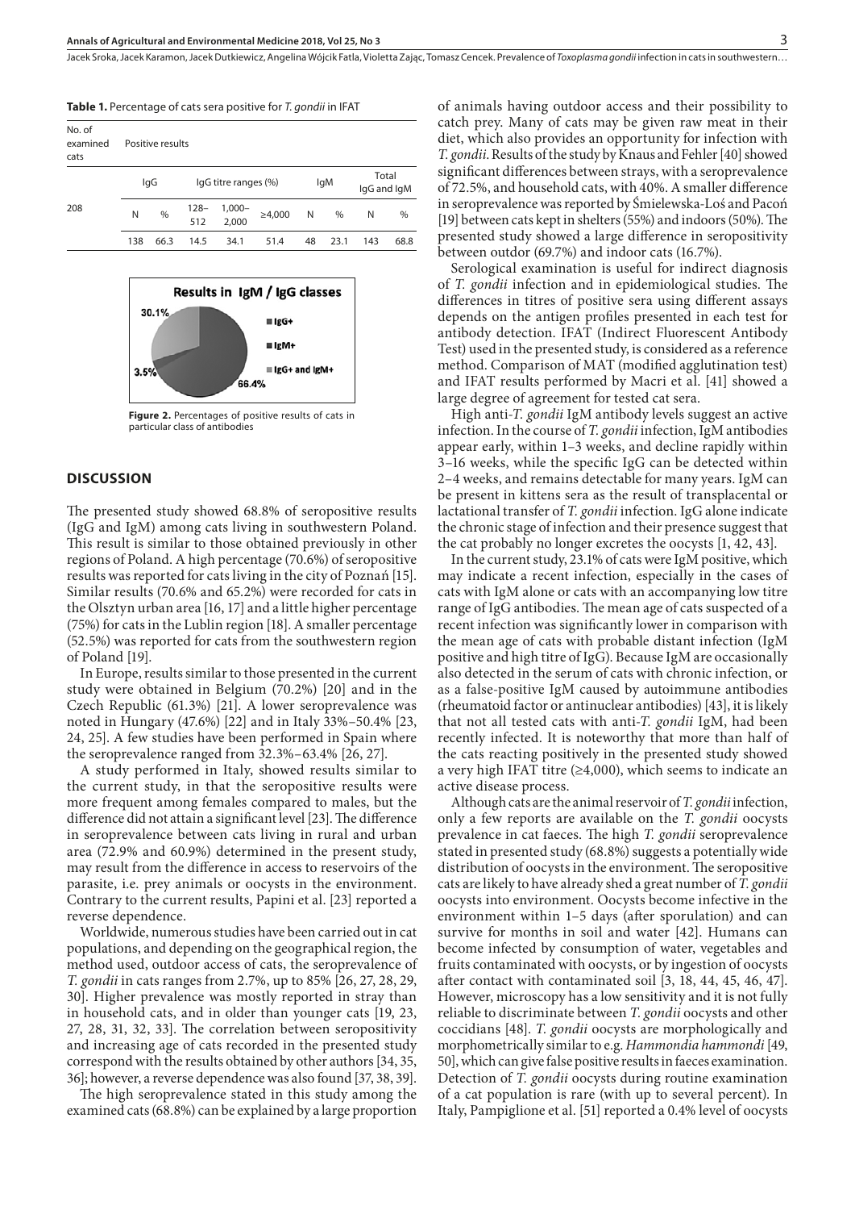**Table 1.** Percentage of cats sera positive for *T. gondii* in IFAT

| No. of examined cats | Positive results | | | | | | | | |
|---|---|---|---|---|---|---|---|---|---|
| | IgG | | IgG titre ranges (%) | | | IgM | | Total IgG and IgM | |
| 208 | N | % | 128–512 | 1,000–2,000 | ≥4,000 | N | % | N | % |
| | 138 | 66.3 | 14.5 | 34.1 | 51.4 | 48 | 23.1 | 143 | 68.8 |

**Figure 2.** Percentages of positive results of cats in particular class of antibodies

## DISCUSSION

The presented study showed 68.8% of seropositive results (IgG and IgM) among cats living in southwestern Poland. This result is similar to those obtained previously in other regions of Poland. A high percentage (70.6%) of seropositive results was reported for cats living in the city of Poznań [15]. Similar results (70.6% and 65.2%) were recorded for cats in the Olsztyn urban area [16, 17] and a little higher percentage (75%) for cats in the Lublin region [18]. A smaller percentage (52.5%) was reported for cats from the southwestern region of Poland [19].

In Europe, results similar to those presented in the current study were obtained in Belgium (70.2%) [20] and in the Czech Republic (61.3%) [21]. A lower seroprevalence was noted in Hungary (47.6%) [22] and in Italy 33%–50.4% [23, 24, 25]. A few studies have been performed in Spain where the seroprevalence ranged from 32.3%–63.4% [26, 27].

A study performed in Italy, showed results similar to the current study, in that the seropositive results were more frequent among females compared to males, but the difference did not attain a significant level [23]. The difference in seroprevalence between cats living in rural and urban area (72.9% and 60.9%) determined in the present study, may result from the difference in access to reservoirs of the parasite, i.e. prey animals or oocysts in the environment. Contrary to the current results, Papini et al. [23] reported a reverse dependence.

Worldwide, numerous studies have been carried out in cat populations, and depending on the geographical region, the method used, outdoor access of cats, the seroprevalence of *T. gondii* in cats ranges from 2.7%, up to 85% [26, 27, 28, 29, 30]. Higher prevalence was mostly reported in stray than in household cats, and in older than younger cats [19, 23, 27, 28, 31, 32, 33]. The correlation between seropositivity and increasing age of cats recorded in the presented study correspond with the results obtained by other authors [34, 35, 36]; however, a reverse dependence was also found [37, 38, 39].

The high seroprevalence stated in this study among the examined cats (68.8%) can be explained by a large proportion of animals having outdoor access and their possibility to catch prey. Many of cats may be given raw meat in their diet, which also provides an opportunity for infection with *T. gondii*. Results of the study by Knaus and Fehler [40] showed significant differences between strays, with a seroprevalence of 72.5%, and household cats, with 40%. A smaller difference in seroprevalence was reported by Śmielewska-Łoś and Pacoń [19] between cats kept in shelters (55%) and indoors (50%). The presented study showed a large difference in seropositivity between outdor (69.7%) and indoor cats (16.7%).

Serological examination is useful for indirect diagnosis of *T. gondii* infection and in epidemiological studies. The differences in titres of positive sera using different assays depends on the antigen profiles presented in each test for antibody detection. IFAT (Indirect Fluorescent Antibody Test) used in the presented study, is considered as a reference method. Comparison of MAT (modified agglutination test) and IFAT results performed by Macri et al. [41] showed a large degree of agreement for tested cat sera.

High anti-*T. gondii* IgM antibody levels suggest an active infection. In the course of *T. gondii* infection, IgM antibodies appear early, within 1–3 weeks, and decline rapidly within 3–16 weeks, while the specific IgG can be detected within 2–4 weeks, and remains detectable for many years. IgM can be present in kittens sera as the result of transplacental or lactational transfer of *T. gondii* infection. IgG alone indicate the chronic stage of infection and their presence suggest that the cat probably no longer excretes the oocysts [1, 42, 43].

In the current study, 23.1% of cats were IgM positive, which may indicate a recent infection, especially in the cases of cats with IgM alone or cats with an accompanying low titre range of IgG antibodies. The mean age of cats suspected of a recent infection was significantly lower in comparison with the mean age of cats with probable distant infection (IgM positive and high titre of IgG). Because IgM are occasionally also detected in the serum of cats with chronic infection, or as a false-positive IgM caused by autoimmune antibodies (rheumatoid factor or antinuclear antibodies) [43], it is likely that not all tested cats with anti-*T. gondii* IgM, had been recently infected. It is noteworthy that more than half of the cats reacting positively in the presented study showed a very high IFAT titre (≥4,000), which seems to indicate an active disease process.

Although cats are the animal reservoir of *T. gondii* infection, only a few reports are available on the *T. gondii* oocysts prevalence in cat faeces. The high *T. gondii* seroprevalence stated in presented study (68.8%) suggests a potentially wide distribution of oocysts in the environment. The seropositive cats are likely to have already shed a great number of *T. gondii* oocysts into environment. Oocysts become infective in the environment within 1–5 days (after sporulation) and can survive for months in soil and water [42]. Humans can become infected by consumption of water, vegetables and fruits contaminated with oocysts, or by ingestion of oocysts after contact with contaminated soil [3, 18, 44, 45, 46, 47]. However, microscopy has a low sensitivity and it is not fully reliable to discriminate between *T. gondii* oocysts and other coccidians [48]. *T. gondii* oocysts are morphologically and morphometrically similar to e.g. *Hammondia hammondi* [49, 50], which can give false positive results in faeces examination. Detection of *T. gondii* oocysts during routine examination of a cat population is rare (with up to several percent). In Italy, Pampiglione et al. [51] reported a 0.4% level of oocysts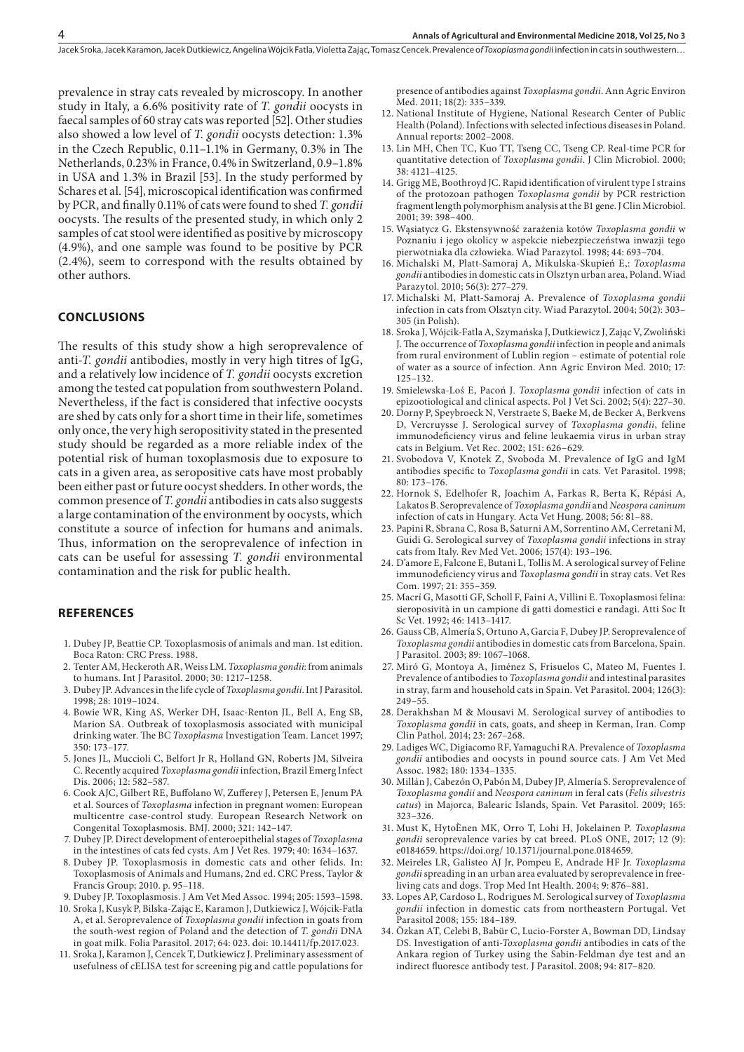prevalence in stray cats revealed by microscopy. In another study in Italy, a 6.6% positivity rate of *T. gondii* oocysts in faecal samples of 60 stray cats was reported [52]. Other studies also showed a low level of *T. gondii* oocysts detection: 1.3% in the Czech Republic, 0.11–1.1% in Germany, 0.3% in The Netherlands, 0.23% in France, 0.4% in Switzerland, 0.9–1.8% in USA and 1.3% in Brazil [53]. In the study performed by Schares et al. [54], microscopical identification was confirmed by PCR, and finally 0.11% of cats were found to shed *T. gondii* oocysts. The results of the presented study, in which only 2 samples of cat stool were identified as positive by microscopy (4.9%), and one sample was found to be positive by PCR (2.4%), seem to correspond with the results obtained by other authors.

## CONCLUSIONS

The results of this study show a high seroprevalence of anti-*T. gondii* antibodies, mostly in very high titres of IgG, and a relatively low incidence of *T. gondii* oocysts excretion among the tested cat population from southwestern Poland. Nevertheless, if the fact is considered that infective oocysts are shed by cats only for a short time in their life, sometimes only once, the very high seropositivity stated in the presented study should be regarded as a more reliable index of the potential risk of human toxoplasmosis due to exposure to cats in a given area, as seropositive cats have most probably been either past or future oocyst shedders. In other words, the common presence of *T. gondii* antibodies in cats also suggests a large contamination of the environment by oocysts, which constitute a source of infection for humans and animals. Thus, information on the seroprevalence of infection in cats can be useful for assessing *T. gondii* environmental contamination and the risk for public health.

## REFERENCES

1. Dubey JP, Beattie CP. Toxoplasmosis of animals and man. 1st edition. Boca Raton: CRC Press. 1988.
2. Tenter AM, Heckeroth AR, Weiss LM. *Toxoplasma gondii*: from animals to humans. Int J Parasitol. 2000; 30: 1217–1258.
3. Dubey JP. Advances in the life cycle of *Toxoplasma gondii*. Int J Parasitol. 1998; 28: 1019–1024.
4. Bowie WR, King AS, Werker DH, Isaac-Renton JL, Bell A, Eng SB, Marion SA. Outbreak of toxoplasmosis associated with municipal drinking water. The BC *Toxoplasma* Investigation Team. Lancet 1997; 350: 173–177.
5. Jones JL, Muccioli C, Belfort Jr R, Holland GN, Roberts JM, Silveira C. Recently acquired *Toxoplasma gondii* infection, Brazil Emerg Infect Dis. 2006; 12: 582–587.
6. Cook AJC, Gilbert RE, Buffolano W, Zufferey J, Petersen E, Jenum PA et al. Sources of *Toxoplasma* infection in pregnant women: European multicentre case-control study. European Research Network on Congenital Toxoplasmosis. BMJ. 2000; 321: 142–147.
7. Dubey JP. Direct development of enteroepithelial stages of *Toxoplasma* in the intestines of cats fed cysts. Am J Vet Res. 1979; 40: 1634–1637.
8. Dubey JP. Toxoplasmosis in domestic cats and other felids. In: Toxoplasmosis of Animals and Humans, 2nd ed. CRC Press, Taylor & Francis Group; 2010. p. 95–118.
9. Dubey JP. Toxoplasmosis. J Am Vet Med Assoc. 1994; 205: 1593–1598.
10. Sroka J, Kusyk P, Bilska-Zając E, Karamon J, Dutkiewicz J, Wójcik-Fatla A, et al. Seroprevalence of *Toxoplasma gondii* infection in goats from the south-west region of Poland and the detection of *T. gondii* DNA in goat milk. Folia Parasitol. 2017; 64: 023. doi: 10.14411/fp.2017.023.
11. Sroka J, Karamon J, Cencek T, Dutkiewicz J. Preliminary assessment of usefulness of cELISA test for screening pig and cattle populations for presence of antibodies against *Toxoplasma gondii*. Ann Agric Environ Med. 2011; 18(2): 335–339.
12. National Institute of Hygiene, National Research Center of Public Health (Poland). Infections with selected infectious diseases in Poland. Annual reports: 2002–2008.
13. Lin MH, Chen TC, Kuo TT, Tseng CC, Tseng CP. Real-time PCR for quantitative detection of *Toxoplasma gondii*. J Clin Microbiol. 2000; 38: 4121–4125.
14. Grigg ME, Boothroyd JC. Rapid identification of virulent type I strains of the protozoan pathogen *Toxoplasma gondii* by PCR restriction fragment length polymorphism analysis at the B1 gene. J Clin Microbiol. 2001; 39: 398–400.
15. Wąsiatycz G. Ekstensywność zarażenia kotów *Toxoplasma gondii* w Poznaniu i jego okolicy w aspekcie niebezpieczeństwa inwazji tego pierwotniaka dla człowieka. Wiad Parazytol. 1998; 44: 693–704.
16. Michalski M, Platt-Samoraj A, Mikulska-Skupień E,: *Toxoplasma gondii* antibodies in domestic cats in Olsztyn urban area, Poland. Wiad Parazytol. 2010; 56(3): 277–279.
17. Michalski M, Platt-Samoraj A. Prevalence of *Toxoplasma gondii* infection in cats from Olsztyn city. Wiad Parazytol. 2004; 50(2): 303–305 (in Polish).
18. Sroka J, Wójcik-Fatla A, Szymańska J, Dutkiewicz J, Zając V, Zwoliński J. The occurrence of *Toxoplasma gondii* infection in people and animals from rural environment of Lublin region – estimate of potential role of water as a source of infection. Ann Agric Environ Med. 2010; 17: 125–132.
19. Smielewska-Loś E, Pacoń J. *Toxoplasma gondii* infection of cats in epizootiological and clinical aspects. Pol J Vet Sci. 2002; 5(4): 227–30.
20. Dorny P, Speybroeck N, Verstraete S, Baeke M, de Becker A, Berkvens D, Vercruysse J. Serological survey of *Toxoplasma gondii*, feline immunodeficiency virus and feline leukaemia virus in urban stray cats in Belgium. Vet Rec. 2002; 151: 626–629.
21. Svobodova V, Knotek Z, Svoboda M. Prevalence of IgG and IgM antibodies specific to *Toxoplasma gondii* in cats. Vet Parasitol. 1998; 80: 173–176.
22. Hornok S, Edelhofer R, Joachim A, Farkas R, Berta K, Répási A, Lakatos B. Seroprevalence of *Toxoplasma gondii* and *Neospora caninum* infection of cats in Hungary. Acta Vet Hung. 2008; 56: 81–88.
23. Papini R, Sbrana C, Rosa B, Saturni AM, Sorrentino AM, Cerretani M, Guidi G. Serological survey of *Toxoplasma gondii* infections in stray cats from Italy. Rev Med Vet. 2006; 157(4): 193–196.
24. D'amore E, Falcone E, Butani L, Tollis M. A serological survey of Feline immunodeficiency virus and *Toxoplasma gondii* in stray cats. Vet Res Com. 1997; 21: 355–359.
25. Macrí G, Masotti GF, Scholl F, Faini A, Villini E. Toxoplasmosi felina: sieropositività in un campione di gatti domestici e randagi. Atti Soc It Sc Vet. 1992; 46: 1413–1417.
26. Gauss CB, Almería S, Ortuno A, Garcia F, Dubey JP. Seroprevalence of *Toxoplasma gondii* antibodies in domestic cats from Barcelona, Spain. J Parasitol. 2003; 89: 1067–1068.
27. Miró G, Montoya A, Jiménez S, Frisuelos C, Mateo M, Fuentes I. Prevalence of antibodies to *Toxoplasma gondii* and intestinal parasites in stray, farm and household cats in Spain. Vet Parasitol. 2004; 126(3): 249–55.
28. Derakhshan M & Mousavi M. Serological survey of antibodies to *Toxoplasma gondii* in cats, goats, and sheep in Kerman, Iran. Comp Clin Pathol. 2014; 23: 267–268.
29. Ladiges WC, Digiacomo RF, Yamaguchi RA. Prevalence of *Toxoplasma gondii* antibodies and oocysts in pound source cats. J Am Vet Med Assoc. 1982; 180: 1334–1335.
30. Millán J, Cabezón O, Pabón M, Dubey JP, Almería S. Seroprevalence of *Toxoplasma gondii* and *Neospora caninum* in feral cats (*Felis silvestris catus*) in Majorca, Balearic Islands, Spain. Vet Parasitol. 2009; 165: 323–326.
31. Must K, HytoÈnen MK, Orro T, Lohi H, Jokelainen P. *Toxoplasma gondii* seroprevalence varies by cat breed. PLoS ONE, 2017; 12 (9): e0184659. https://doi.org/ 10.1371/journal.pone.0184659.
32. Meireles LR, Galisteo AJ Jr, Pompeu E, Andrade HF Jr. *Toxoplasma gondii* spreading in an urban area evaluated by seroprevalence in free-living cats and dogs. Trop Med Int Health. 2004; 9: 876–881.
33. Lopes AP, Cardoso L, Rodrigues M. Serological survey of *Toxoplasma gondii* infection in domestic cats from northeastern Portugal. Vet Parasitol 2008; 155: 184–189.
34. Özkan AT, Celebi B, Babür C, Lucio-Forster A, Bowman DD, Lindsay DS. Investigation of anti-*Toxoplasma gondii* antibodies in cats of the Ankara region of Turkey using the Sabin-Feldman dye test and an indirect fluoresce antibody test. J Parasitol. 2008; 94: 817–820.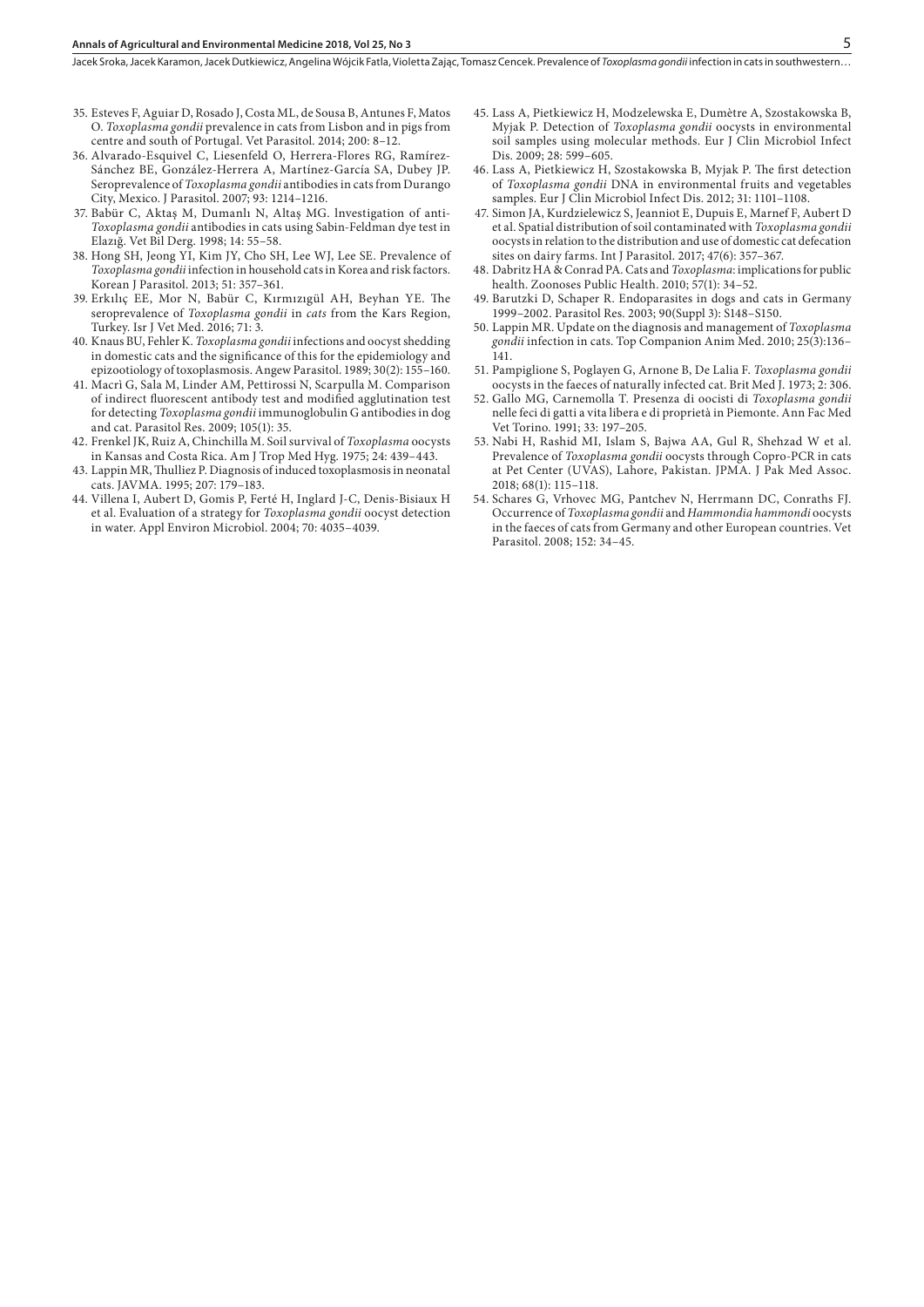35. Esteves F, Aguiar D, Rosado J, Costa ML, de Sousa B, Antunes F, Matos O. *Toxoplasma gondii* prevalence in cats from Lisbon and in pigs from centre and south of Portugal. Vet Parasitol. 2014; 200: 8–12.
36. Alvarado-Esquivel C, Liesenfeld O, Herrera-Flores RG, Ramírez-Sánchez BE, González-Herrera A, Martínez-García SA, Dubey JP. Seroprevalence of *Toxoplasma gondii* antibodies in cats from Durango City, Mexico. J Parasitol. 2007; 93: 1214–1216.
37. Babür C, Aktaş M, Dumanlı N, Altaş MG. lnvestigation of anti-*Toxoplasma gondii* antibodies in cats using Sabin-Feldman dye test in Elazığ. Vet Bil Derg. 1998; 14: 55–58.
38. Hong SH, Jeong YI, Kim JY, Cho SH, Lee WJ, Lee SE. Prevalence of *Toxoplasma gondii* infection in household cats in Korea and risk factors. Korean J Parasitol. 2013; 51: 357–361.
39. Erkılıç EE, Mor N, Babür C, Kırmızıgül AH, Beyhan YE. The seroprevalence of *Toxoplasma gondii* in *cats* from the Kars Region, Turkey. Isr J Vet Med. 2016; 71: 3.
40. Knaus BU, Fehler K. *Toxoplasma gondii* infections and oocyst shedding in domestic cats and the significance of this for the epidemiology and epizootiology of toxoplasmosis. Angew Parasitol. 1989; 30(2): 155–160.
41. Macrì G, Sala M, Linder AM, Pettirossi N, Scarpulla M. Comparison of indirect fluorescent antibody test and modified agglutination test for detecting *Toxoplasma gondii* immunoglobulin G antibodies in dog and cat. Parasitol Res. 2009; 105(1): 35.
42. Frenkel JK, Ruiz A, Chinchilla M. Soil survival of *Toxoplasma* oocysts in Kansas and Costa Rica. Am J Trop Med Hyg. 1975; 24: 439–443.
43. Lappin MR, Thulliez P. Diagnosis of induced toxoplasmosis in neonatal cats. JAVMA. 1995; 207: 179–183.
44. Villena I, Aubert D, Gomis P, Ferté H, Inglard J-C, Denis-Bisiaux H et al. Evaluation of a strategy for *Toxoplasma gondii* oocyst detection in water. Appl Environ Microbiol. 2004; 70: 4035–4039.
45. Lass A, Pietkiewicz H, Modzelewska E, Dumètre A, Szostakowska B, Myjak P. Detection of *Toxoplasma gondii* oocysts in environmental soil samples using molecular methods. Eur J Clin Microbiol Infect Dis. 2009; 28: 599–605.
46. Lass A, Pietkiewicz H, Szostakowska B, Myjak P. The first detection of *Toxoplasma gondii* DNA in environmental fruits and vegetables samples. Eur J Clin Microbiol Infect Dis. 2012; 31: 1101–1108.
47. Simon JA, Kurdzielewicz S, Jeanniot E, Dupuis E, Marnef F, Aubert D et al. Spatial distribution of soil contaminated with *Toxoplasma gondii* oocysts in relation to the distribution and use of domestic cat defecation sites on dairy farms. Int J Parasitol. 2017; 47(6): 357–367.
48. Dabritz HA & Conrad PA. Cats and *Toxoplasma*: implications for public health. Zoonoses Public Health. 2010; 57(1): 34–52.
49. Barutzki D, Schaper R. Endoparasites in dogs and cats in Germany 1999–2002. Parasitol Res. 2003; 90(Suppl 3): S148–S150.
50. Lappin MR. Update on the diagnosis and management of *Toxoplasma gondii* infection in cats. Top Companion Anim Med. 2010; 25(3):136–141.
51. Pampiglione S, Poglayen G, Arnone B, De Lalia F. *Toxoplasma gondii* oocysts in the faeces of naturally infected cat. Brit Med J. 1973; 2: 306.
52. Gallo MG, Carnemolla T. Presenza di oocisti di *Toxoplasma gondii* nelle feci di gatti a vita libera e di proprietà in Piemonte. Ann Fac Med Vet Torino. 1991; 33: 197–205.
53. Nabi H, Rashid MI, Islam S, Bajwa AA, Gul R, Shehzad W et al. Prevalence of *Toxoplasma gondii* oocysts through Copro-PCR in cats at Pet Center (UVAS), Lahore, Pakistan. JPMA. J Pak Med Assoc. 2018; 68(1): 115–118.
54. Schares G, Vrhovec MG, Pantchev N, Herrmann DC, Conraths FJ. Occurrence of *Toxoplasma gondii* and *Hammondia hammondi* oocysts in the faeces of cats from Germany and other European countries. Vet Parasitol. 2008; 152: 34–45.